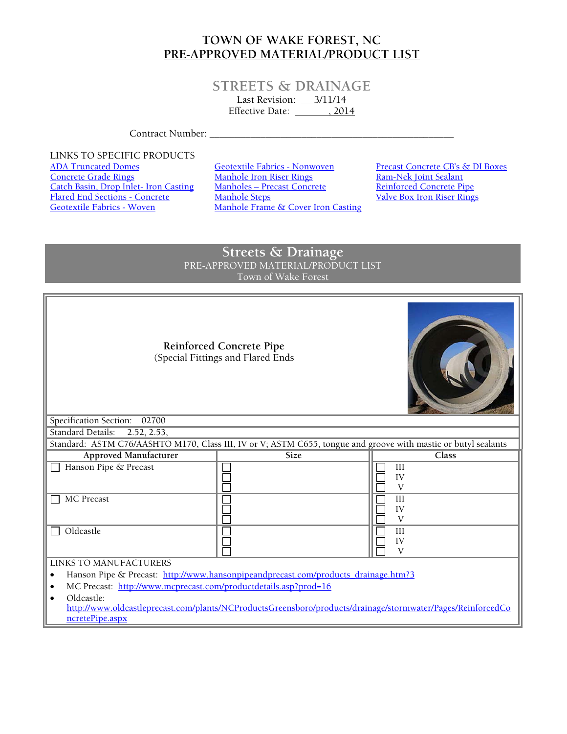# TOWN OF WAKE FOREST, NC
## PRE-APPROVED MATERIAL/PRODUCT LIST

## STREETS & DRAINAGE

Last Revision: 3/11/14
Effective Date: ______, 2014

Contract Number: ______________________________________________

LINKS TO SPECIFIC PRODUCTS

- ADA Truncated Domes
- Concrete Grade Rings
- Catch Basin, Drop Inlet- Iron Casting
- Flared End Sections - Concrete
- Geotextile Fabrics - Woven
- Geotextile Fabrics - Nonwoven
- Manhole Iron Riser Rings
- Manholes – Precast Concrete
- Manhole Steps
- Manhole Frame & Cover Iron Casting
- Precast Concrete CB's & DI Boxes
- Ram-Nek Joint Sealant
- Reinforced Concrete Pipe
- Valve Box Iron Riser Rings

## Streets & Drainage
PRE-APPROVED MATERIAL/PRODUCT LIST
Town of Wake Forest

### Reinforced Concrete Pipe
(Special Fittings and Flared Ends

Specification Section: 02700

Standard Details: 2.52, 2.53,

Standard: ASTM C76/AASHTO M170, Class III, IV or V; ASTM C655, tongue and groove with mastic or butyl sealants

| Approved Manufacturer | Size | Class |
|---|---|---|
| ☐ Hanson Pipe & Precast | ☐<br>☐<br>☐ | ☐ III<br>☐ IV<br>☐ V |
| ☐ MC Precast | ☐<br>☐<br>☐ | ☐ III<br>☐ IV<br>☐ V |
| ☐ Oldcastle | ☐<br>☐<br>☐ | ☐ III<br>☐ IV<br>☐ V |

LINKS TO MANUFACTURERS

- Hanson Pipe & Precast: http://www.hansonpipeandprecast.com/products_drainage.htm?3
- MC Precast: http://www.mcprecast.com/productdetails.asp?prod=16
- Oldcastle: http://www.oldcastleprecast.com/plants/NCProductsGreensboro/products/drainage/stormwater/Pages/ReinforcedConcretePipe.aspx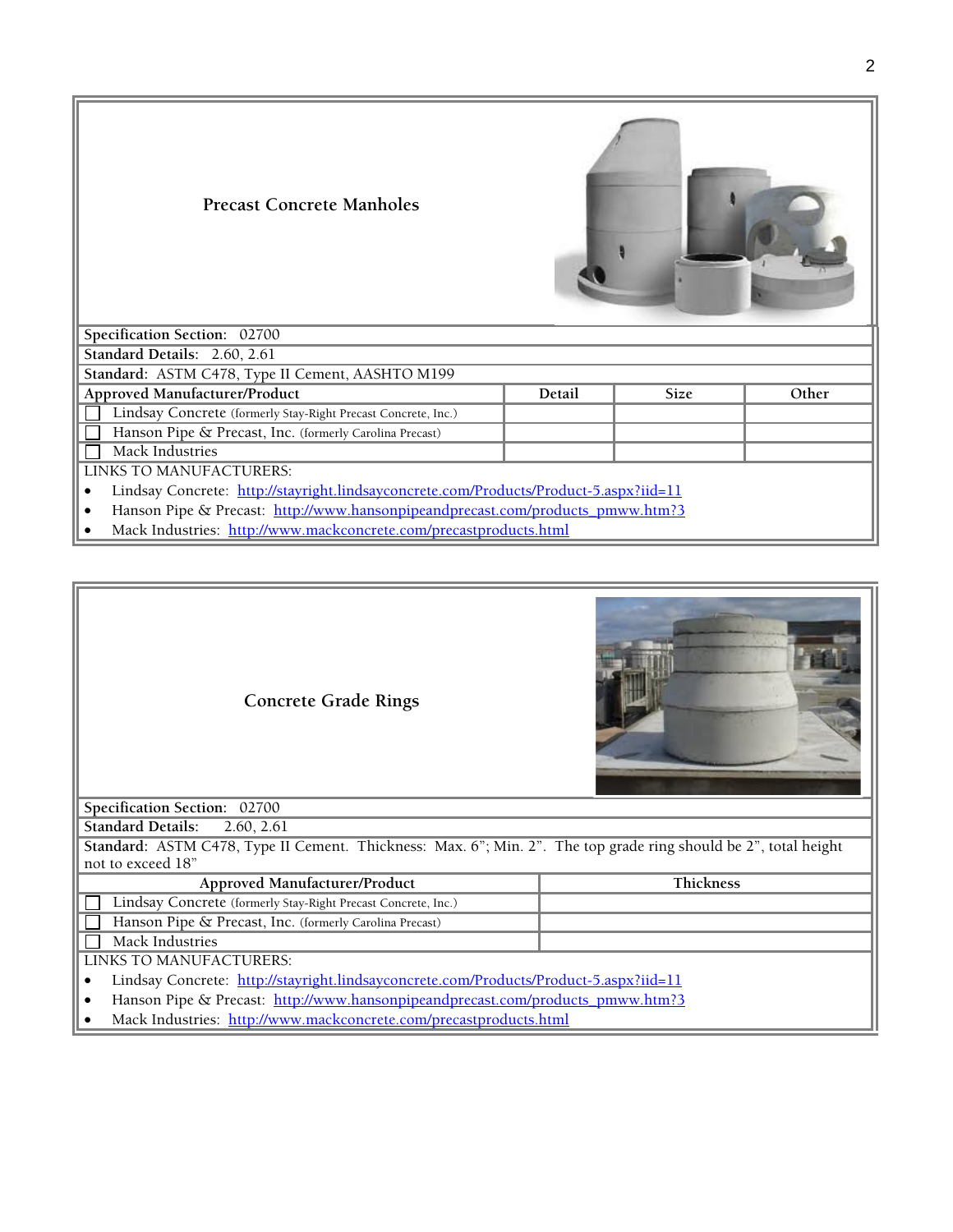## Precast Concrete Manholes

**Specification Section:** 02700

**Standard Details:** 2.60, 2.61

**Standard:** ASTM C478, Type II Cement, AASHTO M199

| Approved Manufacturer/Product | Detail | Size | Other |
|---|---|---|---|
| ☐ Lindsay Concrete (formerly Stay-Right Precast Concrete, Inc.) | | | |
| ☐ Hanson Pipe & Precast, Inc. (formerly Carolina Precast) | | | |
| ☐ Mack Industries | | | |

LINKS TO MANUFACTURERS:

- Lindsay Concrete: http://stayright.lindsayconcrete.com/Products/Product-5.aspx?iid=11
- Hanson Pipe & Precast: http://www.hansonpipeandprecast.com/products_pmww.htm?3
- Mack Industries: http://www.mackconcrete.com/precastproducts.html

## Concrete Grade Rings

**Specification Section:** 02700

**Standard Details:** 2.60, 2.61

**Standard:** ASTM C478, Type II Cement. Thickness: Max. 6"; Min. 2". The top grade ring should be 2", total height not to exceed 18"

| Approved Manufacturer/Product | Thickness |
|---|---|
| ☐ Lindsay Concrete (formerly Stay-Right Precast Concrete, Inc.) | |
| ☐ Hanson Pipe & Precast, Inc. (formerly Carolina Precast) | |
| ☐ Mack Industries | |

LINKS TO MANUFACTURERS:

- Lindsay Concrete: http://stayright.lindsayconcrete.com/Products/Product-5.aspx?iid=11
- Hanson Pipe & Precast: http://www.hansonpipeandprecast.com/products_pmww.htm?3
- Mack Industries: http://www.mackconcrete.com/precastproducts.html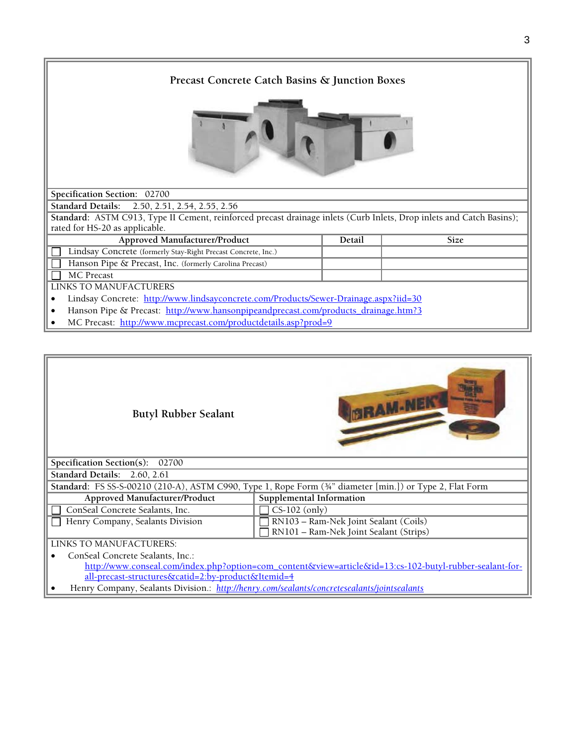## Precast Concrete Catch Basins & Junction Boxes

**Specification Section:** 02700

**Standard Details:** 2.50, 2.51, 2.54, 2.55, 2.56

**Standard:** ASTM C913, Type II Cement, reinforced precast drainage inlets (Curb Inlets, Drop inlets and Catch Basins); rated for HS-20 as applicable.

| Approved Manufacturer/Product | Detail | Size |
|---|---|---|
| ☐ Lindsay Concrete (formerly Stay-Right Precast Concrete, Inc.) | | |
| ☐ Hanson Pipe & Precast, Inc. (formerly Carolina Precast) | | |
| ☐ MC Precast | | |

LINKS TO MANUFACTURERS

- Lindsay Concrete: http://www.lindsayconcrete.com/Products/Sewer-Drainage.aspx?iid=30
- Hanson Pipe & Precast: http://www.hansonpipeandprecast.com/products_drainage.htm?3
- MC Precast: http://www.mcprecast.com/productdetails.asp?prod=9

## Butyl Rubber Sealant

**Specification Section(s):** 02700

**Standard Details:** 2.60, 2.61

**Standard:** FS SS-S-00210 (210-A), ASTM C990, Type 1, Rope Form (¾" diameter [min.]) or Type 2, Flat Form

| Approved Manufacturer/Product | Supplemental Information |
|---|---|
| ☐ ConSeal Concrete Sealants, Inc. | ☐ CS-102 (only) |
| ☐ Henry Company, Sealants Division | ☐ RN103 – Ram-Nek Joint Sealant (Coils)<br>☐ RN101 – Ram-Nek Joint Sealant (Strips) |

LINKS TO MANUFACTURERS:

- ConSeal Concrete Sealants, Inc.: http://www.conseal.com/index.php?option=com_content&view=article&id=13:cs-102-butyl-rubber-sealant-for-all-precast-structures&catid=2:by-product&Itemid=4
- Henry Company, Sealants Division.: *http://henry.com/sealants/concretesealants/jointsealants*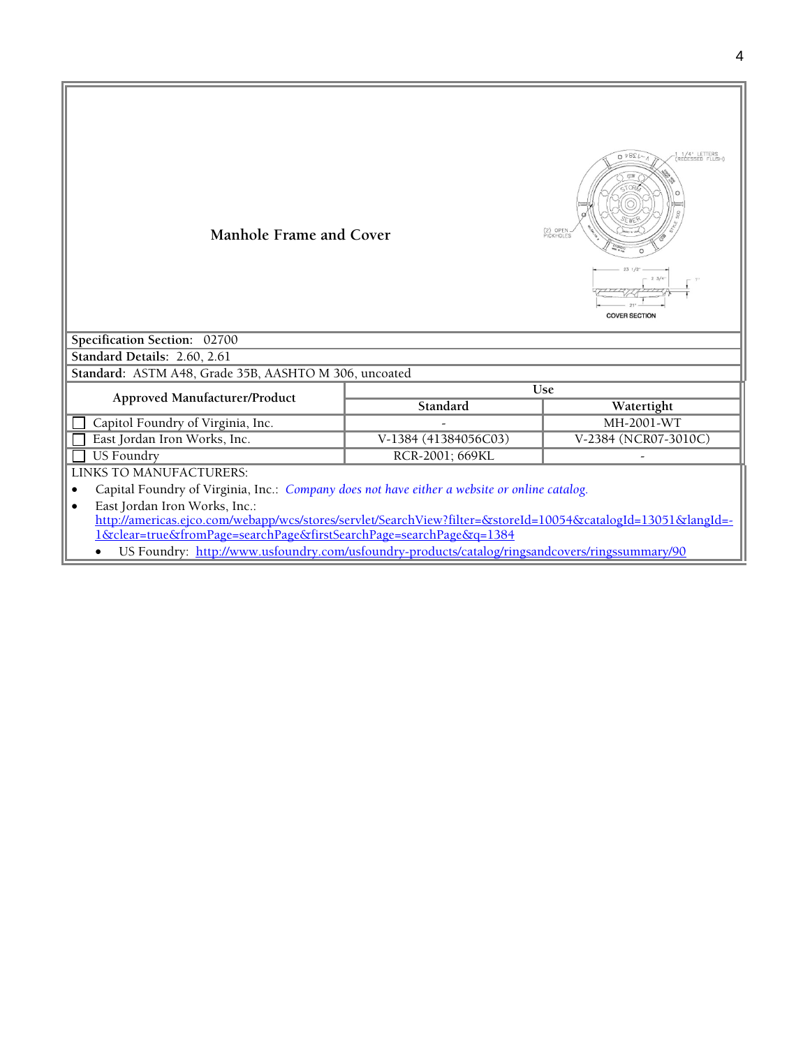## Manhole Frame and Cover

**Specification Section:** 02700

**Standard Details:** 2.60, 2.61

**Standard:** ASTM A48, Grade 35B, AASHTO M 306, uncoated

| Approved Manufacturer/Product | Use | |
|---|---|---|
| | Standard | Watertight |
| ☐ Capitol Foundry of Virginia, Inc. | - | MH-2001-WT |
| ☐ East Jordan Iron Works, Inc. | V-1384 (41384056C03) | V-2384 (NCR07-3010C) |
| ☐ US Foundry | RCR-2001; 669KL | - |

LINKS TO MANUFACTURERS:

- Capital Foundry of Virginia, Inc.: *Company does not have either a website or online catalog.*
- East Jordan Iron Works, Inc.: http://americas.ejco.com/webapp/wcs/stores/servlet/SearchView?filter=&storeId=10054&catalogId=13051&langId=-1&clear=true&fromPage=searchPage&firstSearchPage=searchPage&q=1384
- US Foundry: http://www.usfoundry.com/usfoundry-products/catalog/ringsandcovers/ringssummary/90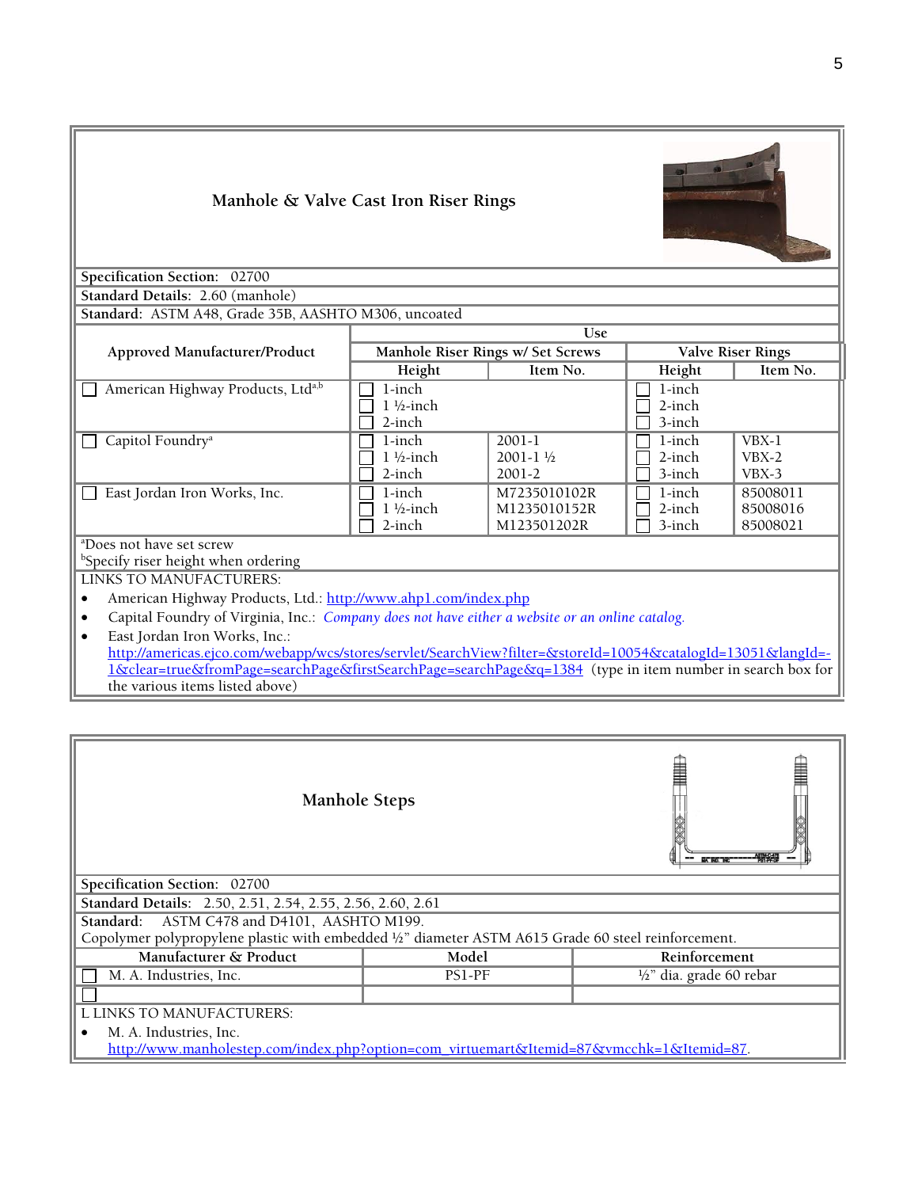## Manhole & Valve Cast Iron Riser Rings

**Specification Section:** 02700

**Standard Details:** 2.60 (manhole)

**Standard:** ASTM A48, Grade 35B, AASHTO M306, uncoated

| Approved Manufacturer/Product | Use | | | |
|---|---|---|---|---|
| | Manhole Riser Rings w/ Set Screws | | Valve Riser Rings | |
| | Height | Item No. | Height | Item No. |
| ☐ American Highway Products, Ltd[a,b] | ☐ 1-inch<br>☐ 1 ½-inch<br>☐ 2-inch | | ☐ 1-inch<br>☐ 2-inch<br>☐ 3-inch | |
| ☐ Capitol Foundry[a] | ☐ 1-inch<br>☐ 1 ½-inch<br>☐ 2-inch | 2001-1<br>2001-1 ½<br>2001-2 | ☐ 1-inch<br>☐ 2-inch<br>☐ 3-inch | VBX-1<br>VBX-2<br>VBX-3 |
| ☐ East Jordan Iron Works, Inc. | ☐ 1-inch<br>☐ 1 ½-inch<br>☐ 2-inch | M7235010102R<br>M1235010152R<br>M123501202R | ☐ 1-inch<br>☐ 2-inch<br>☐ 3-inch | 85008011<br>85008016<br>85008021 |

[a]Does not have set screw
[b]Specify riser height when ordering

LINKS TO MANUFACTURERS:

- American Highway Products, Ltd.: http://www.ahp1.com/index.php
- Capital Foundry of Virginia, Inc.: *Company does not have either a website or an online catalog.*
- East Jordan Iron Works, Inc.: http://americas.ejco.com/webapp/wcs/stores/servlet/SearchView?filter=&storeId=10054&catalogId=13051&langId=-1&clear=true&fromPage=searchPage&firstSearchPage=searchPage&q=1384 (type in item number in search box for the various items listed above)

## Manhole Steps

**Specification Section:** 02700

**Standard Details:** 2.50, 2.51, 2.54, 2.55, 2.56, 2.60, 2.61

**Standard:** ASTM C478 and D4101, AASHTO M199.
Copolymer polypropylene plastic with embedded ½" diameter ASTM A615 Grade 60 steel reinforcement.

| Manufacturer & Product | Model | Reinforcement |
|---|---|---|
| ☐ M. A. Industries, Inc. | PS1-PF | ½" dia. grade 60 rebar |
| ☐ | | |

L LINKS TO MANUFACTURERS:

- M. A. Industries, Inc.
  http://www.manholestep.com/index.php?option=com_virtuemart&Itemid=87&vmcchk=1&Itemid=87.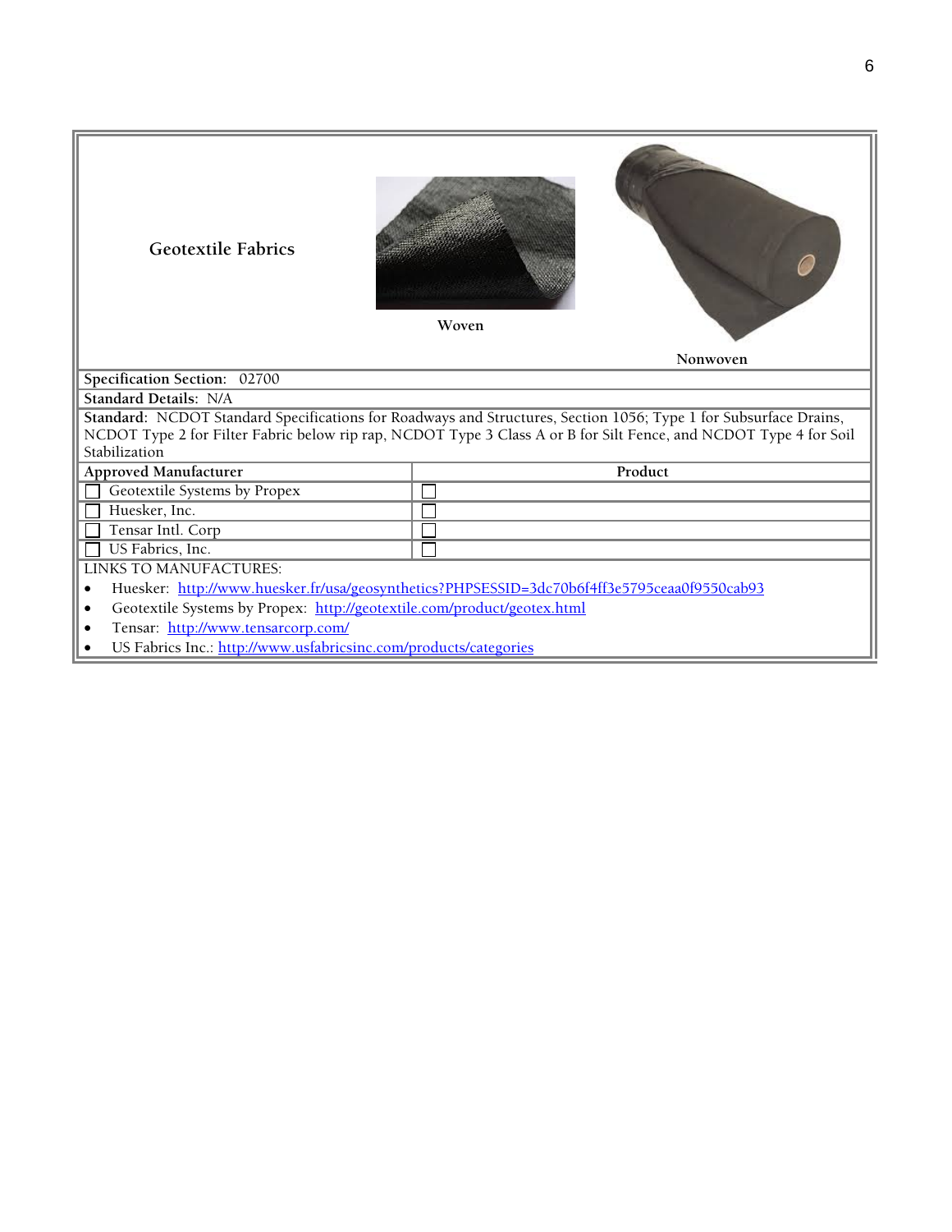## Geotextile Fabrics

Woven

Nonwoven

**Specification Section:** 02700

**Standard Details:** N/A

**Standard:** NCDOT Standard Specifications for Roadways and Structures, Section 1056; Type 1 for Subsurface Drains, NCDOT Type 2 for Filter Fabric below rip rap, NCDOT Type 3 Class A or B for Silt Fence, and NCDOT Type 4 for Soil Stabilization

| Approved Manufacturer | Product |
|---|---|
| ☐ Geotextile Systems by Propex | ☐ |
| ☐ Huesker, Inc. | ☐ |
| ☐ Tensar Intl. Corp | ☐ |
| ☐ US Fabrics, Inc. | ☐ |

LINKS TO MANUFACTURES:

- Huesker: http://www.huesker.fr/usa/geosynthetics?PHPSESSID=3dc70b6f4ff3e5795ceaa0f9550cab93
- Geotextile Systems by Propex: http://geotextile.com/product/geotex.html
- Tensar: http://www.tensarcorp.com/
- US Fabrics Inc.: http://www.usfabricsinc.com/products/categories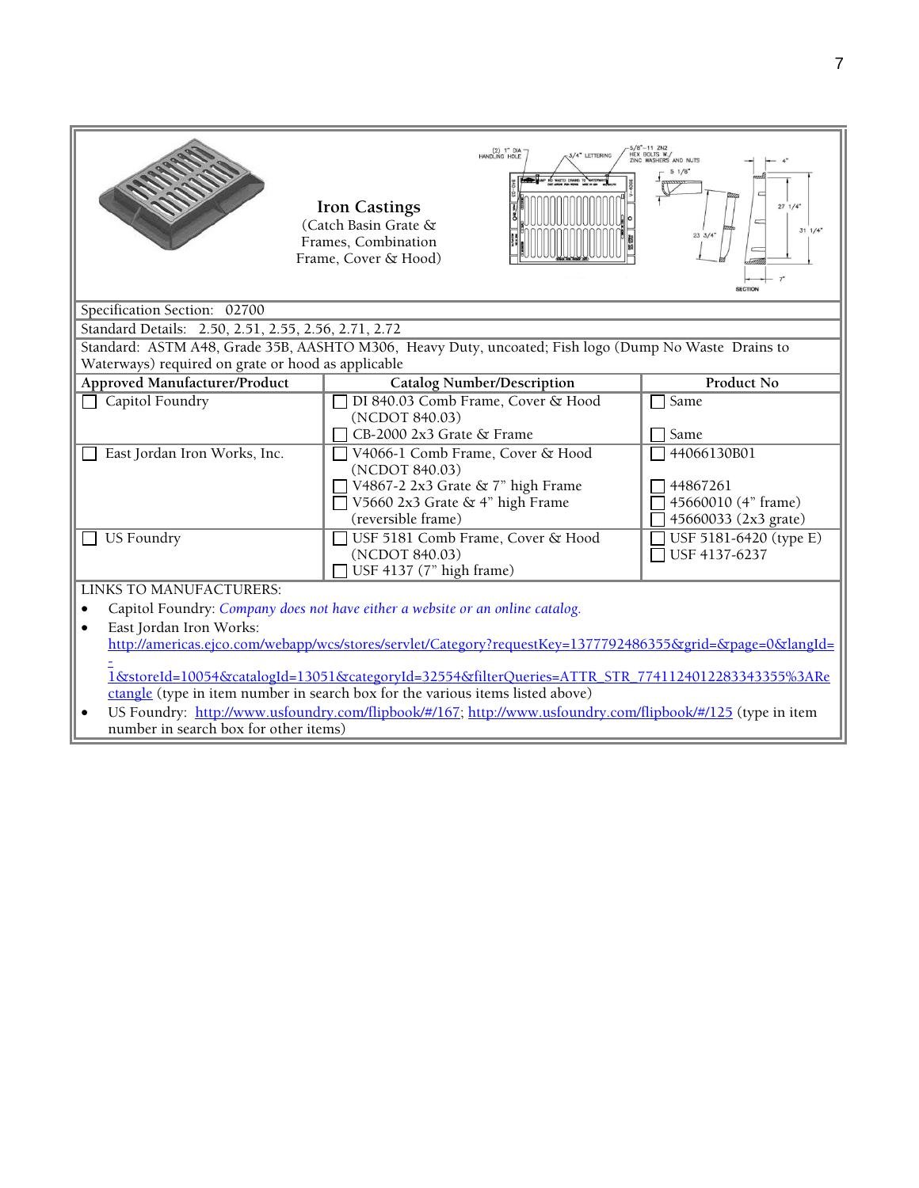**Iron Castings**
(Catch Basin Grate & Frames, Combination Frame, Cover & Hood)

Specification Section: 02700

Standard Details: 2.50, 2.51, 2.55, 2.56, 2.71, 2.72

Standard: ASTM A48, Grade 35B, AASHTO M306, Heavy Duty, uncoated; Fish logo (Dump No Waste Drains to Waterways) required on grate or hood as applicable

| Approved Manufacturer/Product | Catalog Number/Description | Product No |
|---|---|---|
| ☐ Capitol Foundry | ☐ DI 840.03 Comb Frame, Cover & Hood (NCDOT 840.03)<br>☐ CB-2000 2x3 Grate & Frame | ☐ Same<br>☐ Same |
| ☐ East Jordan Iron Works, Inc. | ☐ V4066-1 Comb Frame, Cover & Hood (NCDOT 840.03)<br>☐ V4867-2 2x3 Grate & 7" high Frame<br>☐ V5660 2x3 Grate & 4" high Frame (reversible frame) | ☐ 44066130B01<br>☐ 44867261<br>☐ 45660010 (4" frame)<br>☐ 45660033 (2x3 grate) |
| ☐ US Foundry | ☐ USF 5181 Comb Frame, Cover & Hood (NCDOT 840.03)<br>☐ USF 4137 (7" high frame) | ☐ USF 5181-6420 (type E)<br>☐ USF 4137-6237 |

LINKS TO MANUFACTURERS:

- Capitol Foundry: *Company does not have either a website or an online catalog.*
- East Jordan Iron Works: http://americas.ejco.com/webapp/wcs/stores/servlet/Category?requestKey=1377792486355&grid=&page=0&langId=-1&storeId=10054&catalogId=13051&categoryId=32554&filterQueries=ATTR_STR_7741124012283343355%3ARectangle (type in item number in search box for the various items listed above)
- US Foundry: http://www.usfoundry.com/flipbook/#/167; http://www.usfoundry.com/flipbook/#/125 (type in item number in search box for other items)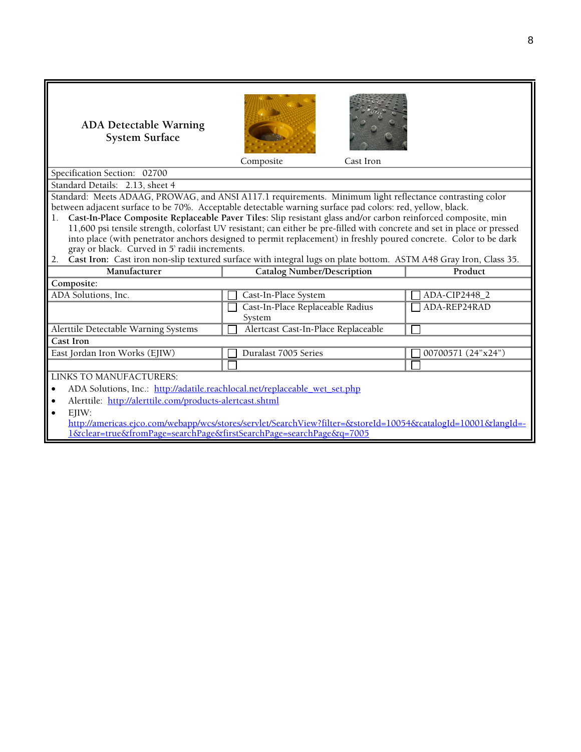## ADA Detectable Warning System Surface

Composite

Cast Iron

Specification Section: 02700

Standard Details: 2.13, sheet 4

Standard: Meets ADAAG, PROWAG, and ANSI A117.1 requirements. Minimum light reflectance contrasting color between adjacent surface to be 70%. Acceptable detectable warning surface pad colors: red, yellow, black.

1. **Cast-In-Place Composite Replaceable Paver Tiles:** Slip resistant glass and/or carbon reinforced composite, min 11,600 psi tensile strength, colorfast UV resistant; can either be pre-filled with concrete and set in place or pressed into place (with penetrator anchors designed to permit replacement) in freshly poured concrete. Color to be dark gray or black. Curved in 5' radii increments.
2. **Cast Iron:** Cast iron non-slip textured surface with integral lugs on plate bottom. ASTM A48 Gray Iron, Class 35.

| Manufacturer | Catalog Number/Description | Product |
|---|---|---|
| **Composite:** | | |
| ADA Solutions, Inc. | ☐ Cast-In-Place System | ☐ ADA-CIP2448_2 |
| | ☐ Cast-In-Place Replaceable Radius System | ☐ ADA-REP24RAD |
| Alerttile Detectable Warning Systems | ☐ Alertcast Cast-In-Place Replaceable | ☐ |
| **Cast Iron** | | |
| East Jordan Iron Works (EJIW) | ☐ Duralast 7005 Series | ☐ 00700571 (24"x24") |
| | ☐ | ☐ |

LINKS TO MANUFACTURERS:

- ADA Solutions, Inc.: http://adatile.reachlocal.net/replaceable_wet_set.php
- Alerttile: http://alerttile.com/products-alertcast.shtml
- EJIW: http://americas.ejco.com/webapp/wcs/stores/servlet/SearchView?filter=&storeId=10054&catalogId=10001&langId=-1&clear=true&fromPage=searchPage&firstSearchPage=searchPage&q=7005